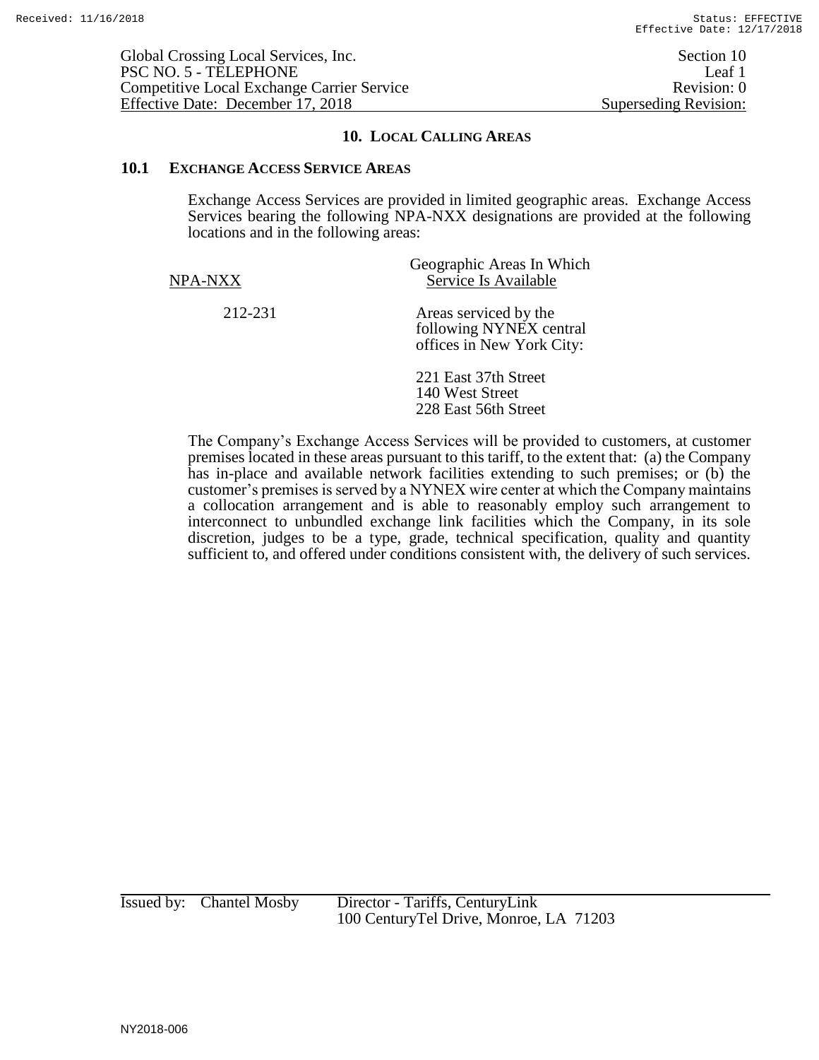## 10. LOCAL CALLING AREAS

### 10.1 EXCHANGE ACCESS SERVICE AREAS

Exchange Access Services are provided in limited geographic areas. Exchange Access Services bearing the following NPA-NXX designations are provided at the following locations and in the following areas:

| NPA-NXX | Geographic Areas In Which Service Is Available |
|---|---|
| 212-231 | Areas serviced by the following NYNEX central offices in New York City:<br><br>221 East 37th Street<br>140 West Street<br>228 East 56th Street |

The Company's Exchange Access Services will be provided to customers, at customer premises located in these areas pursuant to this tariff, to the extent that: (a) the Company has in-place and available network facilities extending to such premises; or (b) the customer's premises is served by a NYNEX wire center at which the Company maintains a collocation arrangement and is able to reasonably employ such arrangement to interconnect to unbundled exchange link facilities which the Company, in its sole discretion, judges to be a type, grade, technical specification, quality and quantity sufficient to, and offered under conditions consistent with, the delivery of such services.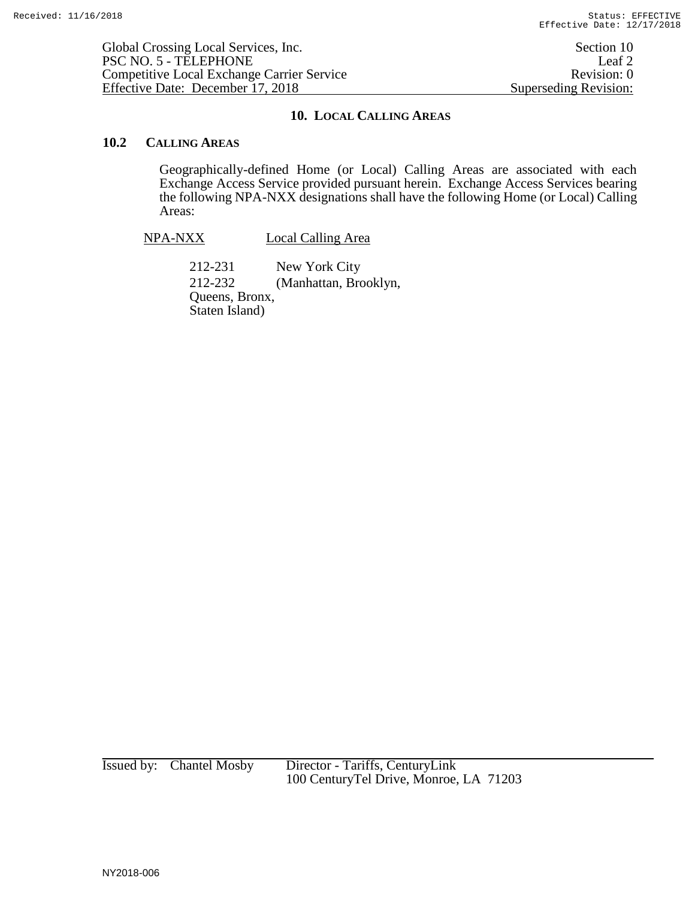## 10. LOCAL CALLING AREAS

### 10.2 CALLING AREAS

Geographically-defined Home (or Local) Calling Areas are associated with each Exchange Access Service provided pursuant herein. Exchange Access Services bearing the following NPA-NXX designations shall have the following Home (or Local) Calling Areas:

| NPA-NXX | Local Calling Area |
|---|---|
| 212-231 | New York City |
| 212-232 | (Manhattan, Brooklyn, Queens, Bronx, Staten Island) |

Issued by: Chantel Mosby Director - Tariffs, CenturyLink
100 CenturyTel Drive, Monroe, LA 71203